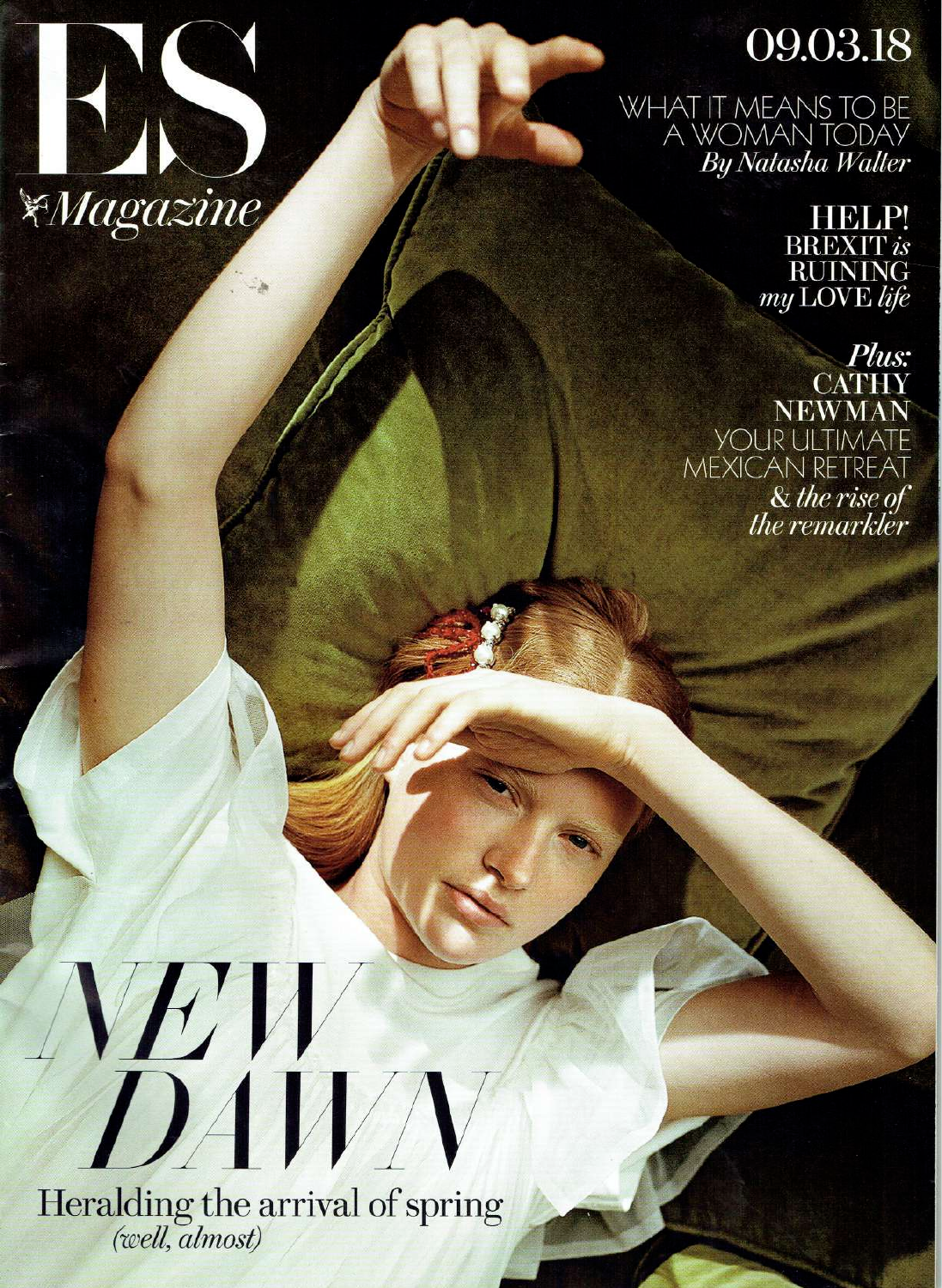# ES Magazine

09.03.18

WHAT IT MEANS TO BE A WOMAN TODAY
*By Natasha Walter*

**HELP! BREXIT *is* RUINING *my* LOVE *life***

*Plus:*
**CATHY NEWMAN**
YOUR ULTIMATE MEXICAN RETREAT
*& the rise of the remarkler*

# NEW DAWN

Heralding the arrival of spring
*(well, almost)*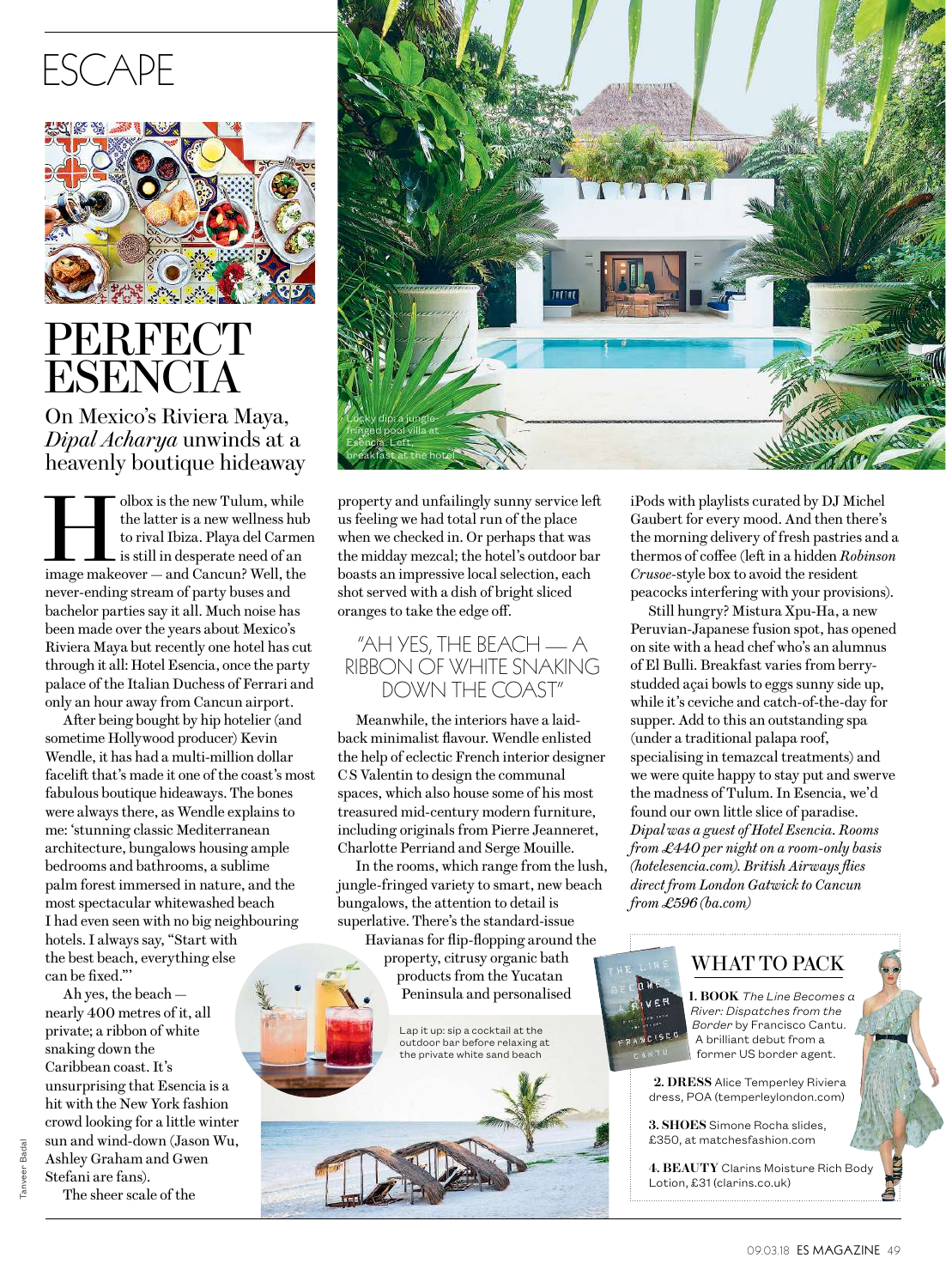# ESCAPE

# PERFECT ESENCIA

On Mexico's Riviera Maya, *Dipal Acharya* unwinds at a heavenly boutique hideaway

Lucky dip: a jungle-fringed pool villa at Esencia. Left, breakfast at the hotel

Holbox is the new Tulum, while the latter is a new wellness hub to rival Ibiza. Playa del Carmen is still in desperate need of an image makeover — and Cancun? Well, the never-ending stream of party buses and bachelor parties say it all. Much noise has been made over the years about Mexico's Riviera Maya but recently one hotel has cut through it all: Hotel Esencia, once the party palace of the Italian Duchess of Ferrari and only an hour away from Cancun airport.

After being bought by hip hotelier (and sometime Hollywood producer) Kevin Wendle, it has had a multi-million dollar facelift that's made it one of the coast's most fabulous boutique hideaways. The bones were always there, as Wendle explains to me: 'stunning classic Mediterranean architecture, bungalows housing ample bedrooms and bathrooms, a sublime palm forest immersed in nature, and the most spectacular whitewashed beach I had even seen with no big neighbouring hotels. I always say, "Start with the best beach, everything else can be fixed."'

Ah yes, the beach — nearly 400 metres of it, all private; a ribbon of white snaking down the Caribbean coast. It's unsurprising that Esencia is a hit with the New York fashion crowd looking for a little winter sun and wind-down (Jason Wu, Ashley Graham and Gwen Stefani are fans).

The sheer scale of the property and unfailingly sunny service left us feeling we had total run of the place when we checked in. Or perhaps that was the midday mezcal; the hotel's outdoor bar boasts an impressive local selection, each shot served with a dish of bright sliced oranges to take the edge off.

"AH YES, THE BEACH — A RIBBON OF WHITE SNAKING DOWN THE COAST"

Meanwhile, the interiors have a laid-back minimalist flavour. Wendle enlisted the help of eclectic French interior designer C S Valentin to design the communal spaces, which also house some of his most treasured mid-century modern furniture, including originals from Pierre Jeanneret, Charlotte Perriand and Serge Mouille.

In the rooms, which range from the lush, jungle-fringed variety to smart, new beach bungalows, the attention to detail is superlative. There's the standard-issue Havianas for flip-flopping around the property, citrusy organic bath products from the Yucatan Peninsula and personalised iPods with playlists curated by DJ Michel Gaubert for every mood. And then there's the morning delivery of fresh pastries and a thermos of coffee (left in a hidden *Robinson Crusoe*-style box to avoid the resident peacocks interfering with your provisions).

Still hungry? Mistura Xpu-Ha, a new Peruvian-Japanese fusion spot, has opened on site with a head chef who's an alumnus of El Bulli. Breakfast varies from berry-studded açai bowls to eggs sunny side up, while it's ceviche and catch-of-the-day for supper. Add to this an outstanding spa (under a traditional palapa roof, specialising in temazcal treatments) and we were quite happy to stay put and swerve the madness of Tulum. In Esencia, we'd found our own little slice of paradise.

*Dipal was a guest of Hotel Esencia. Rooms from £440 per night on a room-only basis (hotelesencia.com). British Airways flies direct from London Gatwick to Cancun from £596 (ba.com)*

Lap it up: sip a cocktail at the outdoor bar before relaxing at the private white sand beach

## WHAT TO PACK

**1. BOOK** *The Line Becomes a River: Dispatches from the Border* by Francisco Cantu. A brilliant debut from a former US border agent.

**2. DRESS** Alice Temperley Riviera dress, POA (temperleylondon.com)

**3. SHOES** Simone Rocha slides, £350, at matchesfashion.com

**4. BEAUTY** Clarins Moisture Rich Body Lotion, £31 (clarins.co.uk)

Tanveer Badal